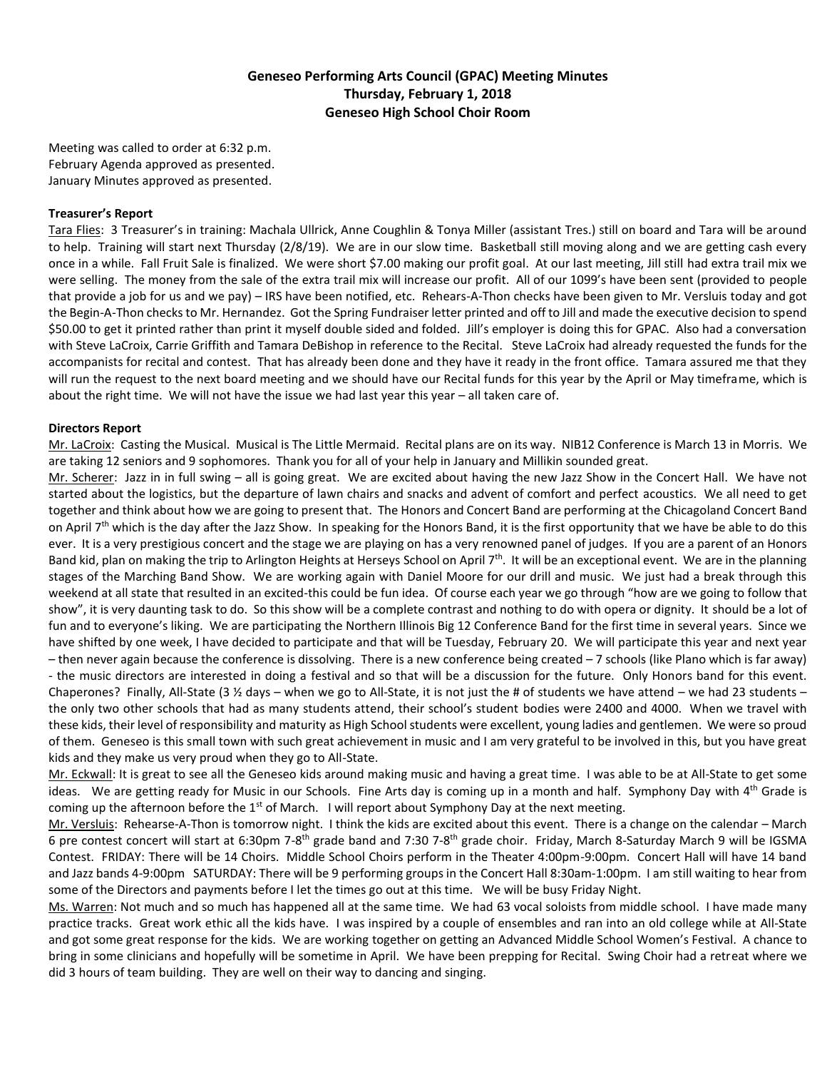**Geneseo Performing Arts Council (GPAC) Meeting Minutes**
**Thursday, February 1, 2018**
**Geneseo High School Choir Room**

Meeting was called to order at 6:32 p.m.
February Agenda approved as presented.
January Minutes approved as presented.

**Treasurer's Report**

Tara Flies: 3 Treasurer's in training: Machala Ullrick, Anne Coughlin & Tonya Miller (assistant Tres.) still on board and Tara will be around to help. Training will start next Thursday (2/8/19). We are in our slow time. Basketball still moving along and we are getting cash every once in a while. Fall Fruit Sale is finalized. We were short $7.00 making our profit goal. At our last meeting, Jill still had extra trail mix we were selling. The money from the sale of the extra trail mix will increase our profit. All of our 1099's have been sent (provided to people that provide a job for us and we pay) – IRS have been notified, etc. Rehears-A-Thon checks have been given to Mr. Versluis today and got the Begin-A-Thon checks to Mr. Hernandez. Got the Spring Fundraiser letter printed and off to Jill and made the executive decision to spend $50.00 to get it printed rather than print it myself double sided and folded. Jill's employer is doing this for GPAC. Also had a conversation with Steve LaCroix, Carrie Griffith and Tamara DeBishop in reference to the Recital. Steve LaCroix had already requested the funds for the accompanists for recital and contest. That has already been done and they have it ready in the front office. Tamara assured me that they will run the request to the next board meeting and we should have our Recital funds for this year by the April or May timeframe, which is about the right time. We will not have the issue we had last year this year – all taken care of.

**Directors Report**

Mr. LaCroix: Casting the Musical. Musical is The Little Mermaid. Recital plans are on its way. NIB12 Conference is March 13 in Morris. We are taking 12 seniors and 9 sophomores. Thank you for all of your help in January and Millikin sounded great.

Mr. Scherer: Jazz in in full swing – all is going great. We are excited about having the new Jazz Show in the Concert Hall. We have not started about the logistics, but the departure of lawn chairs and snacks and advent of comfort and perfect acoustics. We all need to get together and think about how we are going to present that. The Honors and Concert Band are performing at the Chicagoland Concert Band on April 7th which is the day after the Jazz Show. In speaking for the Honors Band, it is the first opportunity that we have be able to do this ever. It is a very prestigious concert and the stage we are playing on has a very renowned panel of judges. If you are a parent of an Honors Band kid, plan on making the trip to Arlington Heights at Herseys School on April 7th. It will be an exceptional event. We are in the planning stages of the Marching Band Show. We are working again with Daniel Moore for our drill and music. We just had a break through this weekend at all state that resulted in an excited-this could be fun idea. Of course each year we go through "how are we going to follow that show", it is very daunting task to do. So this show will be a complete contrast and nothing to do with opera or dignity. It should be a lot of fun and to everyone's liking. We are participating the Northern Illinois Big 12 Conference Band for the first time in several years. Since we have shifted by one week, I have decided to participate and that will be Tuesday, February 20. We will participate this year and next year – then never again because the conference is dissolving. There is a new conference being created – 7 schools (like Plano which is far away) - the music directors are interested in doing a festival and so that will be a discussion for the future. Only Honors band for this event. Chaperones? Finally, All-State (3 ½ days – when we go to All-State, it is not just the # of students we have attend – we had 23 students – the only two other schools that had as many students attend, their school's student bodies were 2400 and 4000. When we travel with these kids, their level of responsibility and maturity as High School students were excellent, young ladies and gentlemen. We were so proud of them. Geneseo is this small town with such great achievement in music and I am very grateful to be involved in this, but you have great kids and they make us very proud when they go to All-State.

Mr. Eckwall: It is great to see all the Geneseo kids around making music and having a great time. I was able to be at All-State to get some ideas. We are getting ready for Music in our Schools. Fine Arts day is coming up in a month and half. Symphony Day with 4th Grade is coming up the afternoon before the 1st of March. I will report about Symphony Day at the next meeting.

Mr. Versluis: Rehearse-A-Thon is tomorrow night. I think the kids are excited about this event. There is a change on the calendar – March 6 pre contest concert will start at 6:30pm 7-8th grade band and 7:30 7-8th grade choir. Friday, March 8-Saturday March 9 will be IGSMA Contest. FRIDAY: There will be 14 Choirs. Middle School Choirs perform in the Theater 4:00pm-9:00pm. Concert Hall will have 14 band and Jazz bands 4-9:00pm SATURDAY: There will be 9 performing groups in the Concert Hall 8:30am-1:00pm. I am still waiting to hear from some of the Directors and payments before I let the times go out at this time. We will be busy Friday Night.

Ms. Warren: Not much and so much has happened all at the same time. We had 63 vocal soloists from middle school. I have made many practice tracks. Great work ethic all the kids have. I was inspired by a couple of ensembles and ran into an old college while at All-State and got some great response for the kids. We are working together on getting an Advanced Middle School Women's Festival. A chance to bring in some clinicians and hopefully will be sometime in April. We have been prepping for Recital. Swing Choir had a retreat where we did 3 hours of team building. They are well on their way to dancing and singing.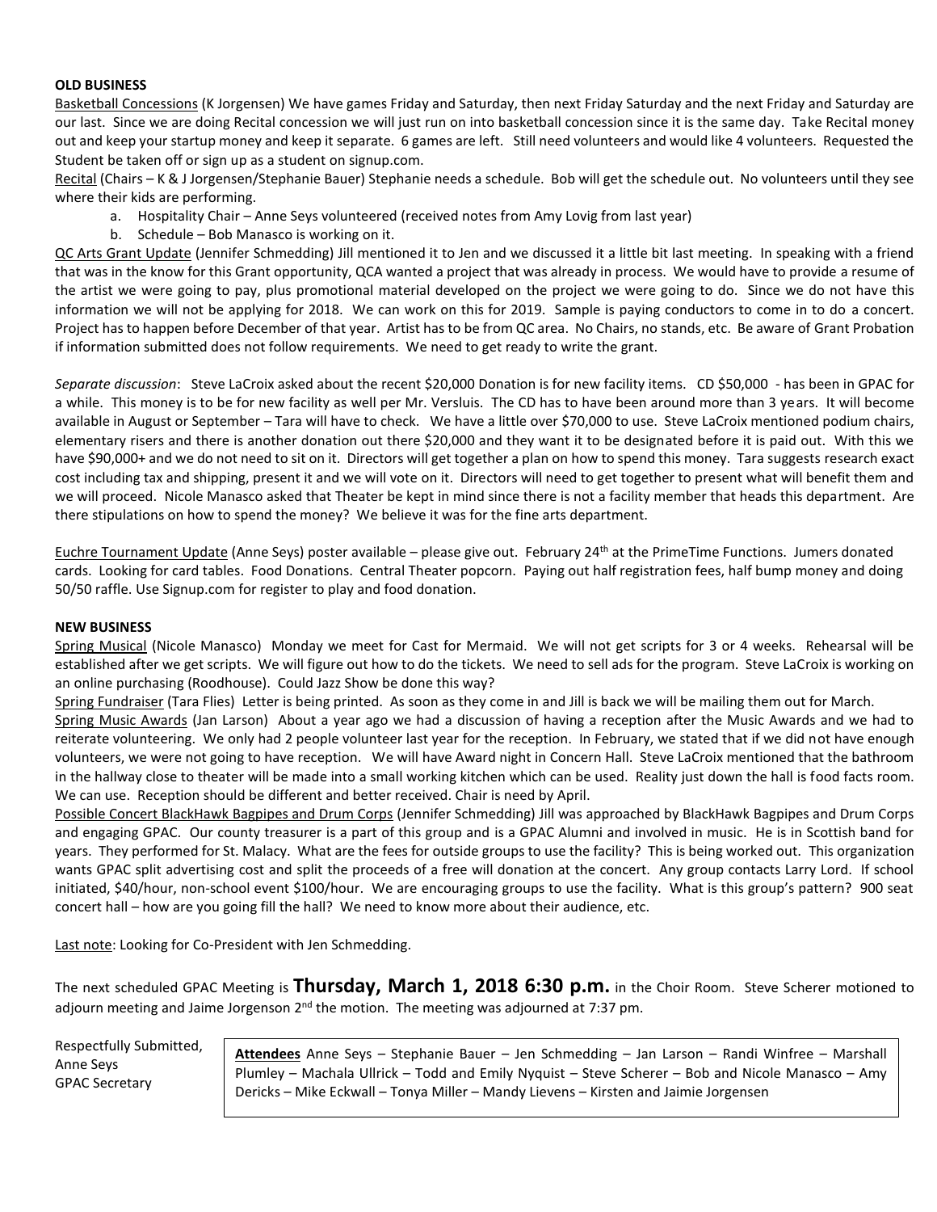**OLD BUSINESS**

Basketball Concessions (K Jorgensen) We have games Friday and Saturday, then next Friday Saturday and the next Friday and Saturday are our last. Since we are doing Recital concession we will just run on into basketball concession since it is the same day. Take Recital money out and keep your startup money and keep it separate. 6 games are left. Still need volunteers and would like 4 volunteers. Requested the Student be taken off or sign up as a student on signup.com.

Recital (Chairs – K & J Jorgensen/Stephanie Bauer) Stephanie needs a schedule. Bob will get the schedule out. No volunteers until they see where their kids are performing.

a. Hospitality Chair – Anne Seys volunteered (received notes from Amy Lovig from last year)
b. Schedule – Bob Manasco is working on it.

QC Arts Grant Update (Jennifer Schmedding) Jill mentioned it to Jen and we discussed it a little bit last meeting. In speaking with a friend that was in the know for this Grant opportunity, QCA wanted a project that was already in process. We would have to provide a resume of the artist we were going to pay, plus promotional material developed on the project we were going to do. Since we do not have this information we will not be applying for 2018. We can work on this for 2019. Sample is paying conductors to come in to do a concert. Project has to happen before December of that year. Artist has to be from QC area. No Chairs, no stands, etc. Be aware of Grant Probation if information submitted does not follow requirements. We need to get ready to write the grant.

*Separate discussion*: Steve LaCroix asked about the recent $20,000 Donation is for new facility items. CD $50,000 - has been in GPAC for a while. This money is to be for new facility as well per Mr. Versluis. The CD has to have been around more than 3 years. It will become available in August or September – Tara will have to check. We have a little over $70,000 to use. Steve LaCroix mentioned podium chairs, elementary risers and there is another donation out there $20,000 and they want it to be designated before it is paid out. With this we have $90,000+ and we do not need to sit on it. Directors will get together a plan on how to spend this money. Tara suggests research exact cost including tax and shipping, present it and we will vote on it. Directors will need to get together to present what will benefit them and we will proceed. Nicole Manasco asked that Theater be kept in mind since there is not a facility member that heads this department. Are there stipulations on how to spend the money? We believe it was for the fine arts department.

Euchre Tournament Update (Anne Seys) poster available – please give out. February 24th at the PrimeTime Functions. Jumers donated cards. Looking for card tables. Food Donations. Central Theater popcorn. Paying out half registration fees, half bump money and doing 50/50 raffle. Use Signup.com for register to play and food donation.

**NEW BUSINESS**

Spring Musical (Nicole Manasco) Monday we meet for Cast for Mermaid. We will not get scripts for 3 or 4 weeks. Rehearsal will be established after we get scripts. We will figure out how to do the tickets. We need to sell ads for the program. Steve LaCroix is working on an online purchasing (Roodhouse). Could Jazz Show be done this way?

Spring Fundraiser (Tara Flies) Letter is being printed. As soon as they come in and Jill is back we will be mailing them out for March.

Spring Music Awards (Jan Larson) About a year ago we had a discussion of having a reception after the Music Awards and we had to reiterate volunteering. We only had 2 people volunteer last year for the reception. In February, we stated that if we did not have enough volunteers, we were not going to have reception. We will have Award night in Concern Hall. Steve LaCroix mentioned that the bathroom in the hallway close to theater will be made into a small working kitchen which can be used. Reality just down the hall is food facts room. We can use. Reception should be different and better received. Chair is need by April.

Possible Concert BlackHawk Bagpipes and Drum Corps (Jennifer Schmedding) Jill was approached by BlackHawk Bagpipes and Drum Corps and engaging GPAC. Our county treasurer is a part of this group and is a GPAC Alumni and involved in music. He is in Scottish band for years. They performed for St. Malacy. What are the fees for outside groups to use the facility? This is being worked out. This organization wants GPAC split advertising cost and split the proceeds of a free will donation at the concert. Any group contacts Larry Lord. If school initiated, $40/hour, non-school event $100/hour. We are encouraging groups to use the facility. What is this group's pattern? 900 seat concert hall – how are you going fill the hall? We need to know more about their audience, etc.

Last note: Looking for Co-President with Jen Schmedding.

The next scheduled GPAC Meeting is **Thursday, March 1, 2018 6:30 p.m.** in the Choir Room. Steve Scherer motioned to adjourn meeting and Jaime Jorgenson 2nd the motion. The meeting was adjourned at 7:37 pm.

Respectfully Submitted,
Anne Seys
GPAC Secretary

**Attendees** Anne Seys – Stephanie Bauer – Jen Schmedding – Jan Larson – Randi Winfree – Marshall Plumley – Machala Ullrick – Todd and Emily Nyquist – Steve Scherer – Bob and Nicole Manasco – Amy Dericks – Mike Eckwall – Tonya Miller – Mandy Lievens – Kirsten and Jaimie Jorgensen